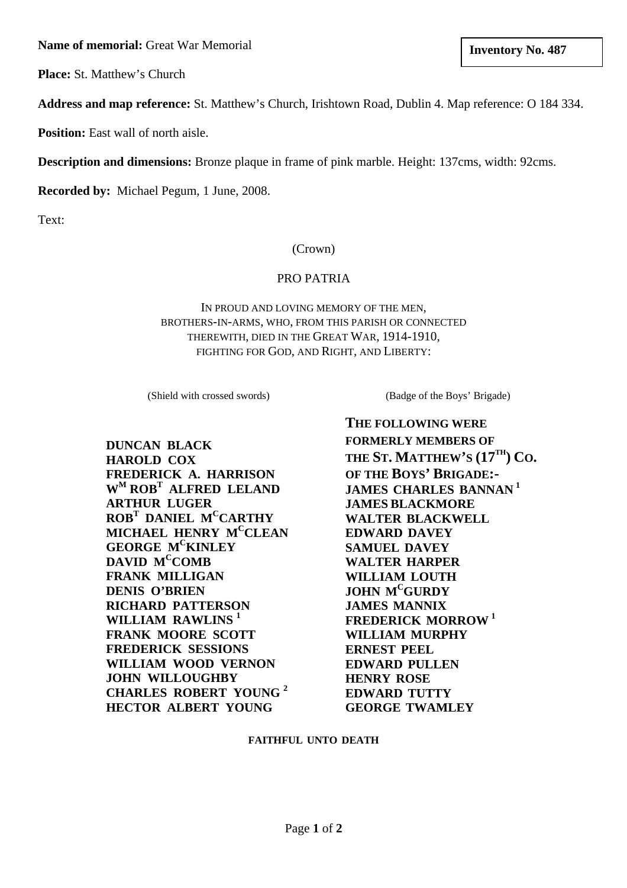**Name of memorial:** Great War Memorial

**Inventory No. 487**

**Place:** St. Matthew's Church

**Address and map reference:** St. Matthew's Church, Irishtown Road, Dublin 4. Map reference: O 184 334.

**Position:** East wall of north aisle.

**Description and dimensions:** Bronze plaque in frame of pink marble. Height: 137cms, width: 92cms.

**Recorded by:** Michael Pegum, 1 June, 2008.

Text:

(Crown)

PRO PATRIA

IN PROUD AND LOVING MEMORY OF THE MEN,
BROTHERS-IN-ARMS, WHO, FROM THIS PARISH OR CONNECTED
THEREWITH, DIED IN THE GREAT WAR, 1914-1910,
FIGHTING FOR GOD, AND RIGHT, AND LIBERTY:

(Shield with crossed swords)

**DUNCAN BLACK**
**HAROLD COX**
**FREDERICK A. HARRISON**
**W^M ROB^T ALFRED LELAND**
**ARTHUR LUGER**
**ROB^T DANIEL M^C CARTHY**
**MICHAEL HENRY M^C CLEAN**
**GEORGE M^C KINLEY**
**DAVID M^C COMB**
**FRANK MILLIGAN**
**DENIS O'BRIEN**
**RICHARD PATTERSON**
**WILLIAM RAWLINS** [1]
**FRANK MOORE SCOTT**
**FREDERICK SESSIONS**
**WILLIAM WOOD VERNON**
**JOHN WILLOUGHBY**
**CHARLES ROBERT YOUNG** [2]
**HECTOR ALBERT YOUNG**

(Badge of the Boys' Brigade)

**THE FOLLOWING WERE FORMERLY MEMBERS OF THE ST. MATTHEW'S (17^TH) CO. OF THE BOYS' BRIGADE:-**
**JAMES CHARLES BANNAN** [1]
**JAMES BLACKMORE**
**WALTER BLACKWELL**
**EDWARD DAVEY**
**SAMUEL DAVEY**
**WALTER HARPER**
**WILLIAM LOUTH**
**JOHN M^C GURDY**
**JAMES MANNIX**
**FREDERICK MORROW** [1]
**WILLIAM MURPHY**
**ERNEST PEEL**
**EDWARD PULLEN**
**HENRY ROSE**
**EDWARD TUTTY**
**GEORGE TWAMLEY**

**FAITHFUL UNTO DEATH**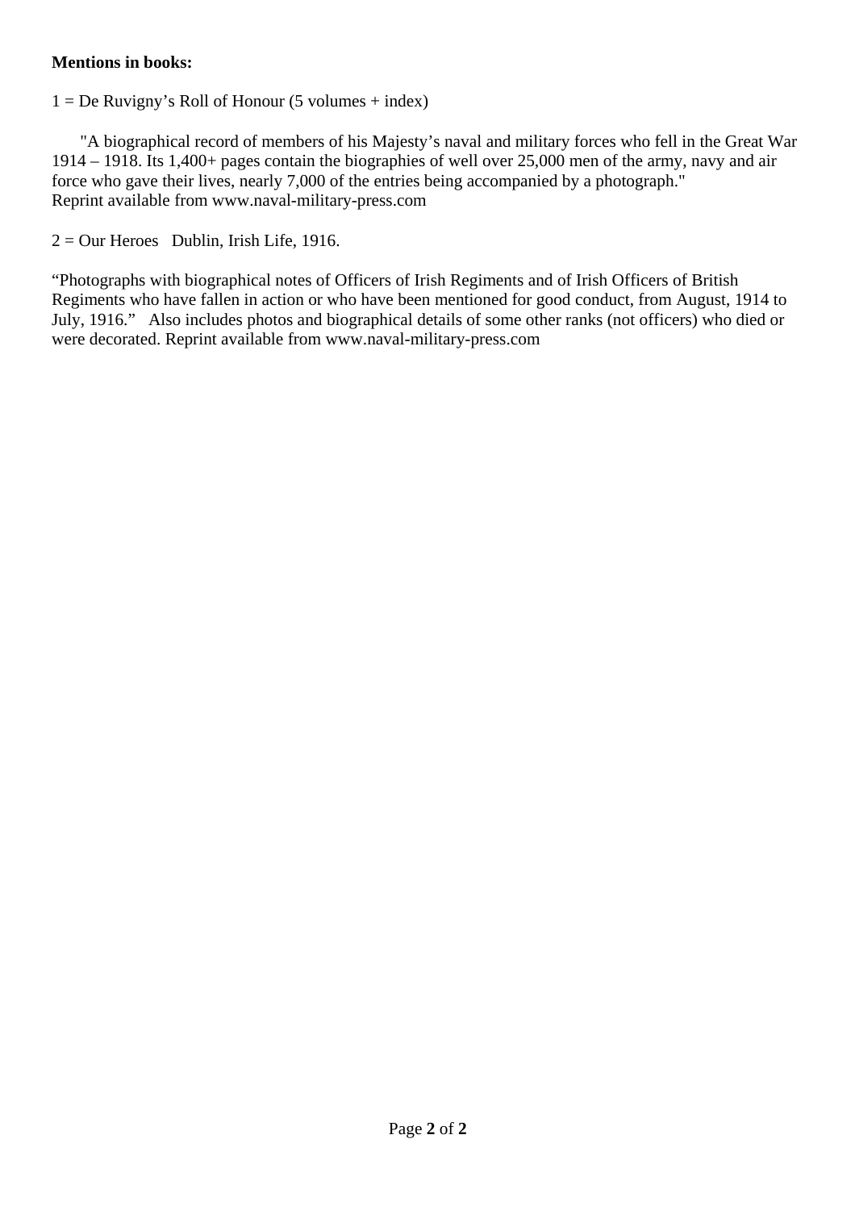**Mentions in books:**

1 = De Ruvigny's Roll of Honour (5 volumes + index)

"A biographical record of members of his Majesty's naval and military forces who fell in the Great War 1914 – 1918. Its 1,400+ pages contain the biographies of well over 25,000 men of the army, navy and air force who gave their lives, nearly 7,000 of the entries being accompanied by a photograph."
Reprint available from www.naval-military-press.com

2 = Our Heroes   Dublin, Irish Life, 1916.

"Photographs with biographical notes of Officers of Irish Regiments and of Irish Officers of British Regiments who have fallen in action or who have been mentioned for good conduct, from August, 1914 to July, 1916."   Also includes photos and biographical details of some other ranks (not officers) who died or were decorated. Reprint available from www.naval-military-press.com